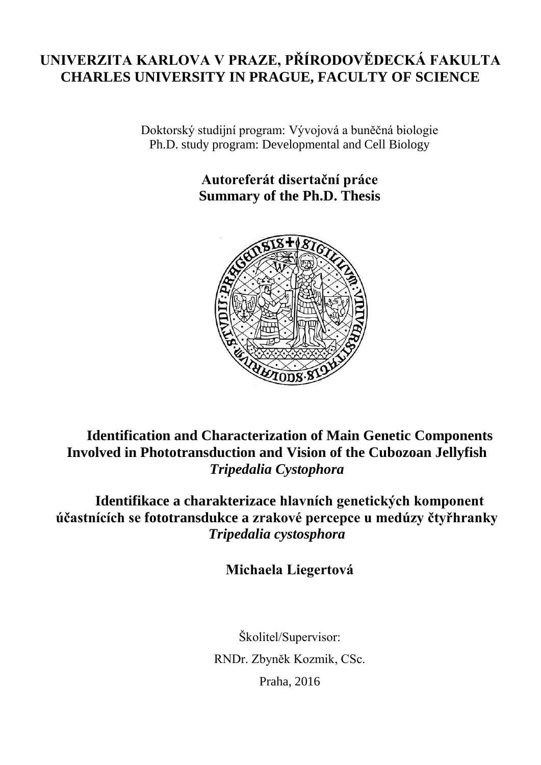**UNIVERZITA KARLOVA V PRAZE, PŘÍRODOVĚDECKÁ FAKULTA**
**CHARLES UNIVERSITY IN PRAGUE, FACULTY OF SCIENCE**

Doktorský studijní program: Vývojová a buněčná biologie
Ph.D. study program: Developmental and Cell Biology

**Autoreferát disertační práce**
**Summary of the Ph.D. Thesis**

# Identification and Characterization of Main Genetic Components Involved in Phototransduction and Vision of the Cubozoan Jellyfish *Tripedalia Cystophora*

# Identifikace a charakterizace hlavních genetických komponent účastnících se fototransdukce a zrakové percepce u medúzy čtyřhranky *Tripedalia cystosphora*

**Michaela Liegertová**

Školitel/Supervisor:

RNDr. Zbyněk Kozmik, CSc.

Praha, 2016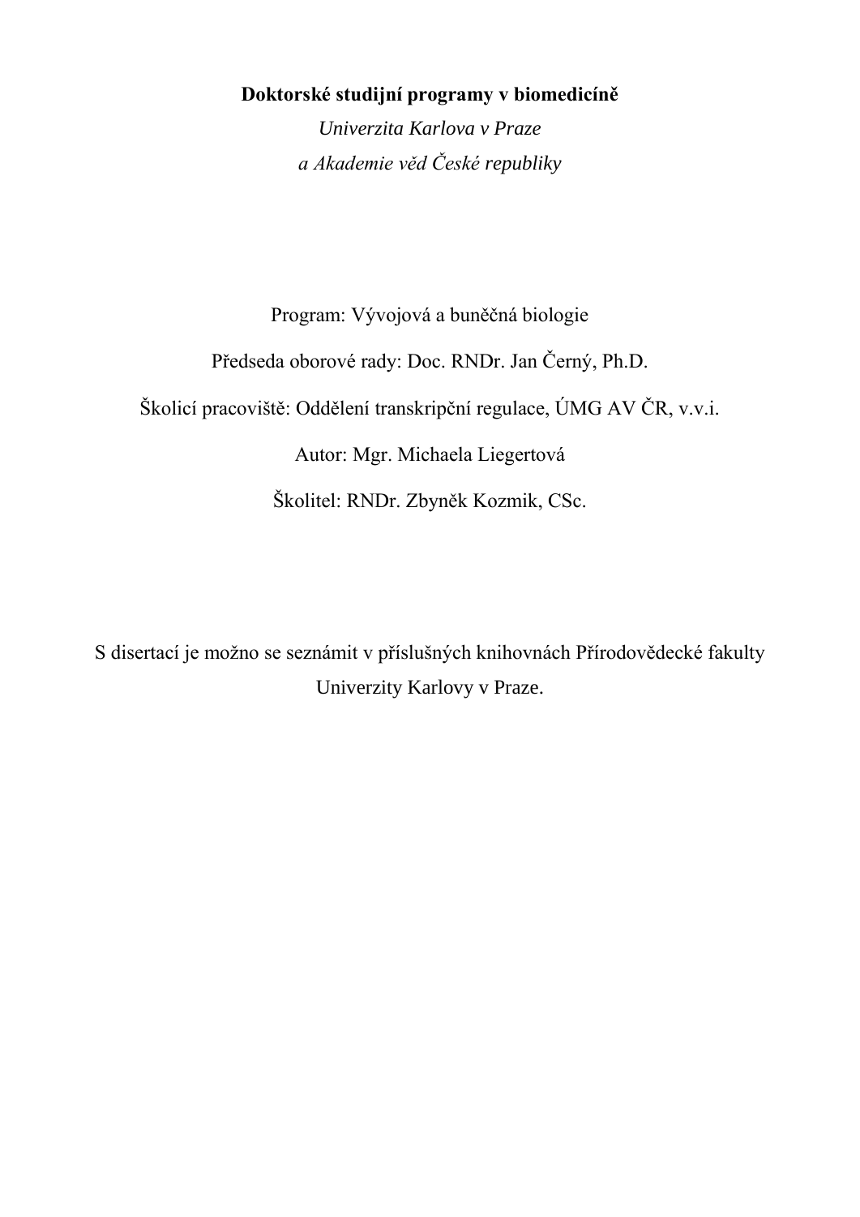**Doktorské studijní programy v biomedicíně**

*Univerzita Karlova v Praze*

*a Akademie věd České republiky*

Program: Vývojová a buněčná biologie

Předseda oborové rady: Doc. RNDr. Jan Černý, Ph.D.

Školicí pracoviště: Oddělení transkripční regulace, ÚMG AV ČR, v.v.i.

Autor: Mgr. Michaela Liegertová

Školitel: RNDr. Zbyněk Kozmik, CSc.

S disertací je možno se seznámit v příslušných knihovnách Přírodovědecké fakulty Univerzity Karlovy v Praze.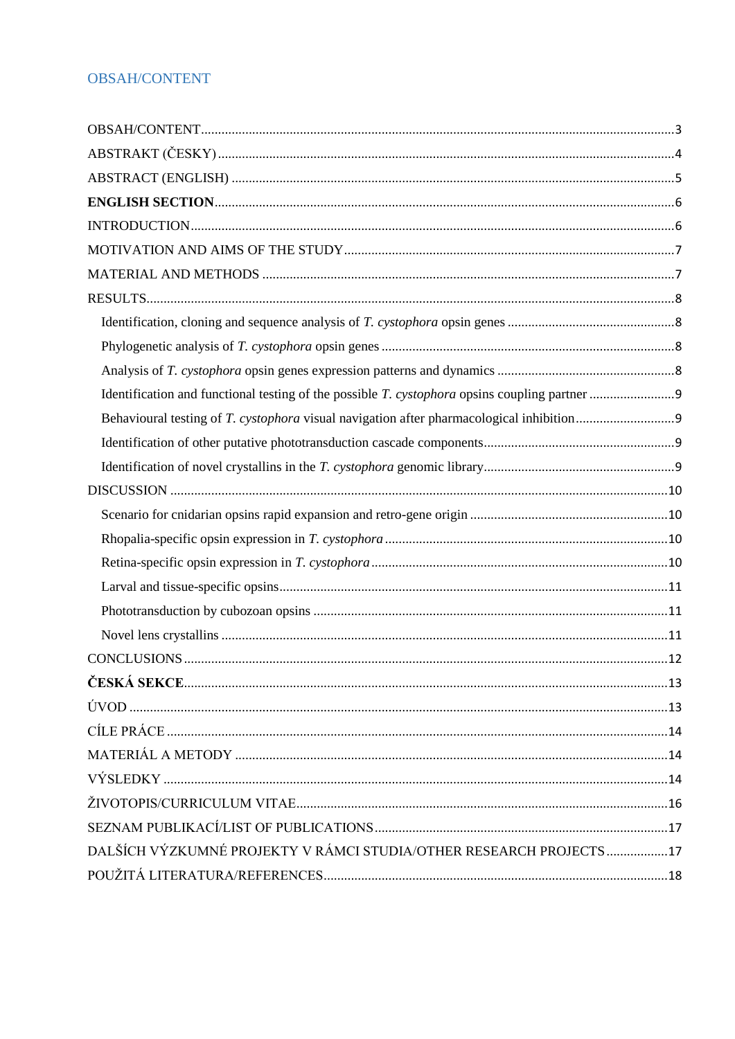# OBSAH/CONTENT

OBSAH/CONTENT ........................................................................................................................................3
ABSTRAKT (ČESKY) ..................................................................................................................................4
ABSTRACT (ENGLISH) ...............................................................................................................................5
**ENGLISH SECTION** ....................................................................................................................................6
INTRODUCTION ..........................................................................................................................................6
MOTIVATION AND AIMS OF THE STUDY ...............................................................................................7
MATERIAL AND METHODS .......................................................................................................................7
RESULTS ........................................................................................................................................................8
- Identification, cloning and sequence analysis of *T. cystophora* opsin genes ..........................................8
- Phylogenetic analysis of *T. cystophora* opsin genes .................................................................................8
- Analysis of *T. cystophora* opsin genes expression patterns and dynamics ................................................8
- Identification and functional testing of the possible *T. cystophora* opsins coupling partner .........................9
- Behavioural testing of *T. cystophora* visual navigation after pharmacological inhibition ...........................9
- Identification of other putative phototransduction cascade components ..................................................9
- Identification of novel crystallins in the *T. cystophora* genomic library ....................................................9

DISCUSSION ................................................................................................................................................10
- Scenario for cnidarian opsins rapid expansion and retro-gene origin ..........................................................10
- Rhopalia-specific opsin expression in *T. cystophora* .................................................................................10
- Retina-specific opsin expression in *T. cystophora* ....................................................................................10
- Larval and tissue-specific opsins ................................................................................................................11
- Phototransduction by cubozoan opsins ......................................................................................................11
- Novel lens crystallins ..................................................................................................................................11

CONCLUSIONS ............................................................................................................................................12
**ČESKÁ SEKCE** ............................................................................................................................................13
ÚVOD ............................................................................................................................................................13
CÍLE PRÁCE .................................................................................................................................................14
MATERIÁL A METODY ..............................................................................................................................14
VÝSLEDKY ..................................................................................................................................................14
ŽIVOTOPIS/CURRICULUM VITAE .............................................................................................................16
SEZNAM PUBLIKACÍ/LIST OF PUBLICATIONS .......................................................................................17
DALŠÍCH VÝZKUMNÉ PROJEKTY V RÁMCI STUDIA/OTHER RESEARCH PROJECTS ..................17
POUŽITÁ LITERATURA/REFERENCES ......................................................................................................18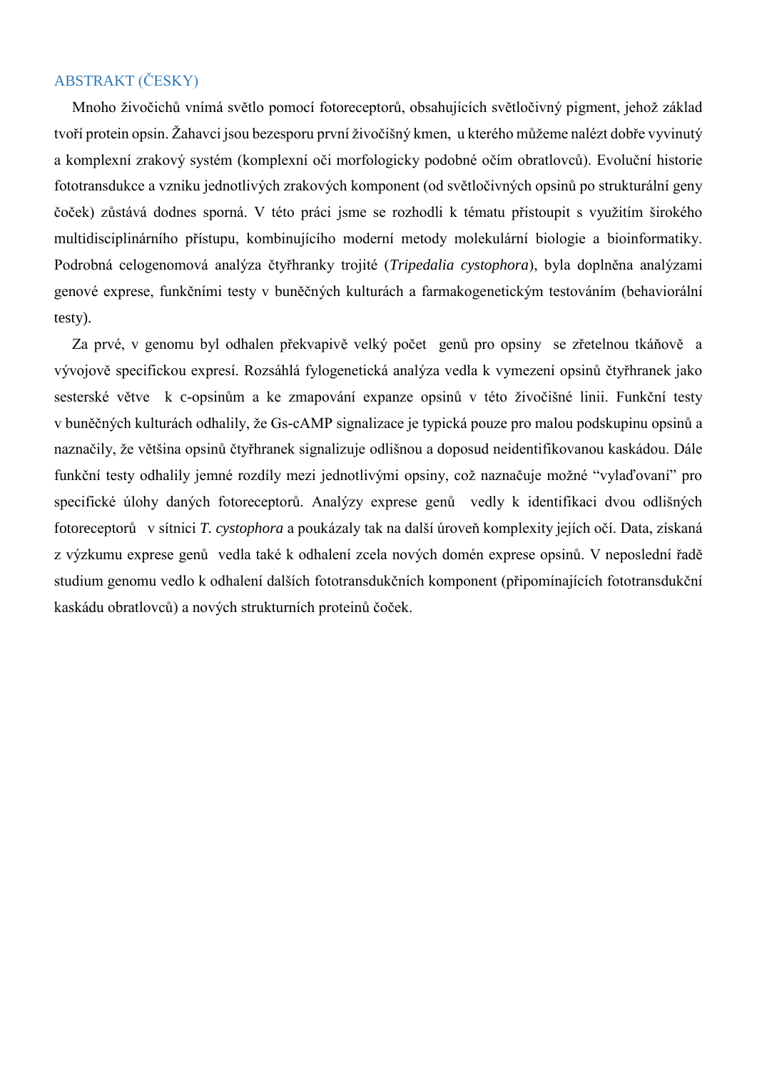## ABSTRAKT (ČESKY)

Mnoho živočichů vnímá světlo pomocí fotoreceptorů, obsahujících světločivný pigment, jehož základ tvoří protein opsin. Žahavci jsou bezesporu první živočišný kmen, u kterého můžeme nalézt dobře vyvinutý a komplexní zrakový systém (komplexní oči morfologicky podobné očím obratlovců). Evoluční historie fototransdukce a vzniku jednotlivých zrakových komponent (od světločivných opsinů po strukturální geny čoček) zůstává dodnes sporná. V této práci jsme se rozhodli k tématu přistoupit s využitím širokého multidisciplinárního přístupu, kombinujícího moderní metody molekulární biologie a bioinformatiky. Podrobná celogenomová analýza čtyřhranky trojité (*Tripedalia cystophora*), byla doplněna analýzami genové exprese, funkčními testy v buněčných kulturách a farmakogenetickým testováním (behaviorální testy).

Za prvé, v genomu byl odhalen překvapivě velký počet genů pro opsiny se zřetelnou tkáňově a vývojově specifickou expresí. Rozsáhlá fylogenetická analýza vedla k vymezení opsinů čtyřhranek jako sesterské větve k c-opsinům a ke zmapování expanze opsinů v této živočišné linii. Funkční testy v buněčných kulturách odhalily, že Gs-cAMP signalizace je typická pouze pro malou podskupinu opsinů a naznačily, že většina opsinů čtyřhranek signalizuje odlišnou a doposud neidentifikovanou kaskádou. Dále funkční testy odhalily jemné rozdíly mezi jednotlivými opsiny, což naznačuje možné "vylaďovaní" pro specifické úlohy daných fotoreceptorů. Analýzy exprese genů vedly k identifikaci dvou odlišných fotoreceptorů v sítnici *T. cystophora* a poukázaly tak na další úroveň komplexity jejích očí. Data, získaná z výzkumu exprese genů vedla také k odhalení zcela nových domén exprese opsinů. V neposlední řadě studium genomu vedlo k odhalení dalších fototransdukčních komponent (připomínajících fototransdukční kaskádu obratlovců) a nových strukturních proteinů čoček.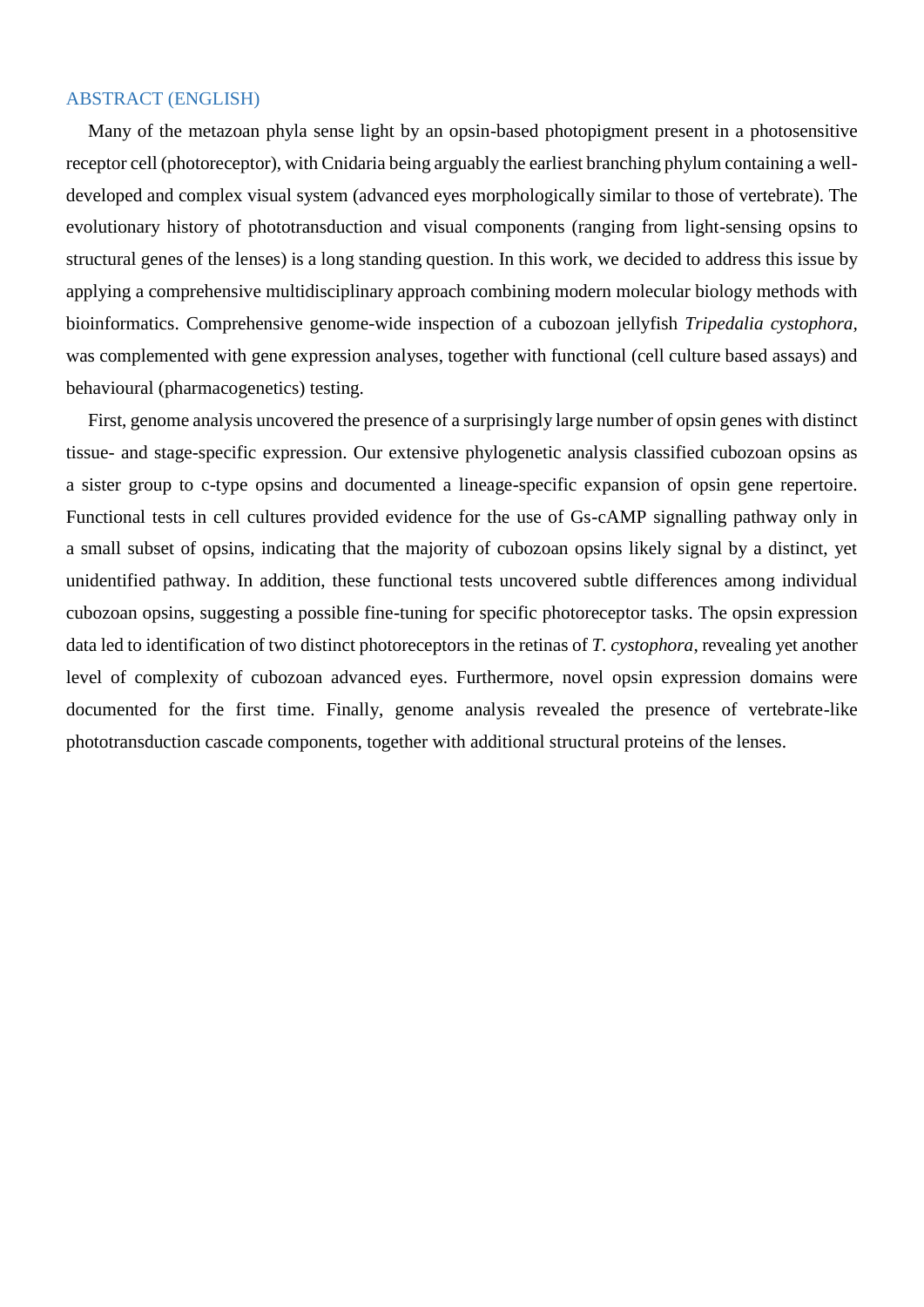## ABSTRACT (ENGLISH)

Many of the metazoan phyla sense light by an opsin-based photopigment present in a photosensitive receptor cell (photoreceptor), with Cnidaria being arguably the earliest branching phylum containing a well-developed and complex visual system (advanced eyes morphologically similar to those of vertebrate). The evolutionary history of phototransduction and visual components (ranging from light-sensing opsins to structural genes of the lenses) is a long standing question. In this work, we decided to address this issue by applying a comprehensive multidisciplinary approach combining modern molecular biology methods with bioinformatics. Comprehensive genome-wide inspection of a cubozoan jellyfish *Tripedalia cystophora*, was complemented with gene expression analyses, together with functional (cell culture based assays) and behavioural (pharmacogenetics) testing.

First, genome analysis uncovered the presence of a surprisingly large number of opsin genes with distinct tissue- and stage-specific expression. Our extensive phylogenetic analysis classified cubozoan opsins as a sister group to c-type opsins and documented a lineage-specific expansion of opsin gene repertoire. Functional tests in cell cultures provided evidence for the use of Gs-cAMP signalling pathway only in a small subset of opsins, indicating that the majority of cubozoan opsins likely signal by a distinct, yet unidentified pathway. In addition, these functional tests uncovered subtle differences among individual cubozoan opsins, suggesting a possible fine-tuning for specific photoreceptor tasks. The opsin expression data led to identification of two distinct photoreceptors in the retinas of *T. cystophora*, revealing yet another level of complexity of cubozoan advanced eyes. Furthermore, novel opsin expression domains were documented for the first time. Finally, genome analysis revealed the presence of vertebrate-like phototransduction cascade components, together with additional structural proteins of the lenses.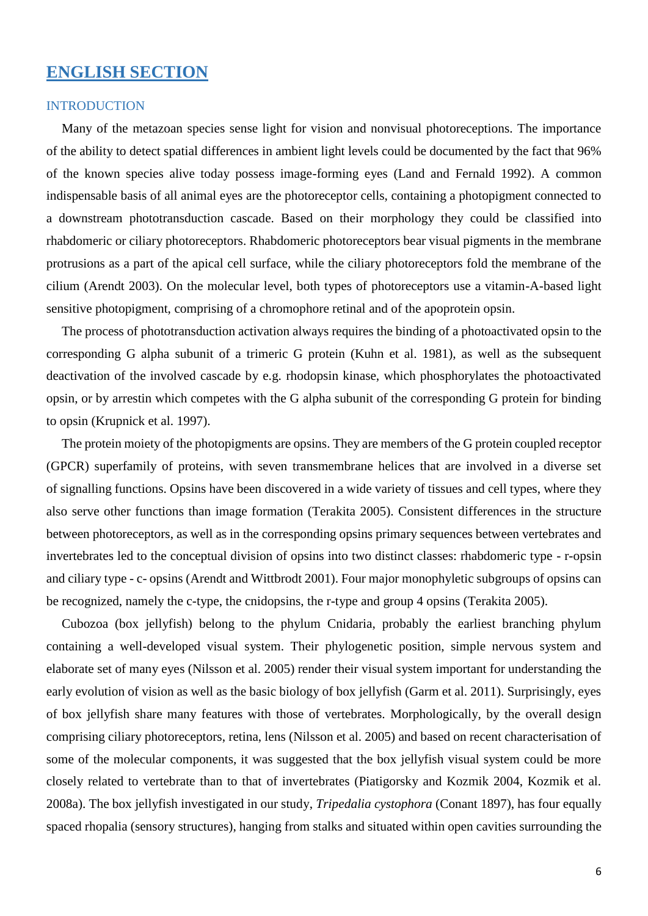# ENGLISH SECTION

## INTRODUCTION

Many of the metazoan species sense light for vision and nonvisual photoreceptions. The importance of the ability to detect spatial differences in ambient light levels could be documented by the fact that 96% of the known species alive today possess image-forming eyes (Land and Fernald 1992). A common indispensable basis of all animal eyes are the photoreceptor cells, containing a photopigment connected to a downstream phototransduction cascade. Based on their morphology they could be classified into rhabdomeric or ciliary photoreceptors. Rhabdomeric photoreceptors bear visual pigments in the membrane protrusions as a part of the apical cell surface, while the ciliary photoreceptors fold the membrane of the cilium (Arendt 2003). On the molecular level, both types of photoreceptors use a vitamin-A-based light sensitive photopigment, comprising of a chromophore retinal and of the apoprotein opsin.

The process of phototransduction activation always requires the binding of a photoactivated opsin to the corresponding G alpha subunit of a trimeric G protein (Kuhn et al. 1981), as well as the subsequent deactivation of the involved cascade by e.g. rhodopsin kinase, which phosphorylates the photoactivated opsin, or by arrestin which competes with the G alpha subunit of the corresponding G protein for binding to opsin (Krupnick et al. 1997).

The protein moiety of the photopigments are opsins. They are members of the G protein coupled receptor (GPCR) superfamily of proteins, with seven transmembrane helices that are involved in a diverse set of signalling functions. Opsins have been discovered in a wide variety of tissues and cell types, where they also serve other functions than image formation (Terakita 2005). Consistent differences in the structure between photoreceptors, as well as in the corresponding opsins primary sequences between vertebrates and invertebrates led to the conceptual division of opsins into two distinct classes: rhabdomeric type - r-opsin and ciliary type - c- opsins (Arendt and Wittbrodt 2001). Four major monophyletic subgroups of opsins can be recognized, namely the c-type, the cnidopsins, the r-type and group 4 opsins (Terakita 2005).

Cubozoa (box jellyfish) belong to the phylum Cnidaria, probably the earliest branching phylum containing a well-developed visual system. Their phylogenetic position, simple nervous system and elaborate set of many eyes (Nilsson et al. 2005) render their visual system important for understanding the early evolution of vision as well as the basic biology of box jellyfish (Garm et al. 2011). Surprisingly, eyes of box jellyfish share many features with those of vertebrates. Morphologically, by the overall design comprising ciliary photoreceptors, retina, lens (Nilsson et al. 2005) and based on recent characterisation of some of the molecular components, it was suggested that the box jellyfish visual system could be more closely related to vertebrate than to that of invertebrates (Piatigorsky and Kozmik 2004, Kozmik et al. 2008a). The box jellyfish investigated in our study, *Tripedalia cystophora* (Conant 1897), has four equally spaced rhopalia (sensory structures), hanging from stalks and situated within open cavities surrounding the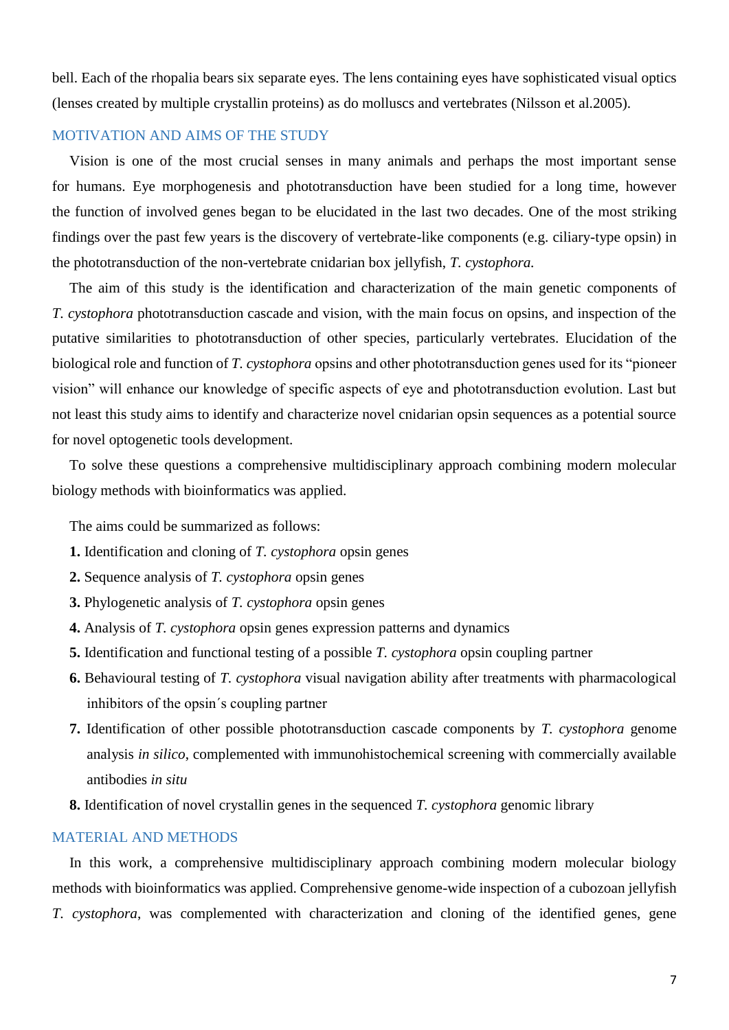bell. Each of the rhopalia bears six separate eyes. The lens containing eyes have sophisticated visual optics (lenses created by multiple crystallin proteins) as do molluscs and vertebrates (Nilsson et al.2005).

## MOTIVATION AND AIMS OF THE STUDY

Vision is one of the most crucial senses in many animals and perhaps the most important sense for humans. Eye morphogenesis and phototransduction have been studied for a long time, however the function of involved genes began to be elucidated in the last two decades. One of the most striking findings over the past few years is the discovery of vertebrate-like components (e.g. ciliary-type opsin) in the phototransduction of the non-vertebrate cnidarian box jellyfish, *T. cystophora.*

The aim of this study is the identification and characterization of the main genetic components of *T. cystophora* phototransduction cascade and vision, with the main focus on opsins, and inspection of the putative similarities to phototransduction of other species, particularly vertebrates. Elucidation of the biological role and function of *T. cystophora* opsins and other phototransduction genes used for its "pioneer vision" will enhance our knowledge of specific aspects of eye and phototransduction evolution. Last but not least this study aims to identify and characterize novel cnidarian opsin sequences as a potential source for novel optogenetic tools development.

To solve these questions a comprehensive multidisciplinary approach combining modern molecular biology methods with bioinformatics was applied.

The aims could be summarized as follows:

1. Identification and cloning of *T. cystophora* opsin genes
2. Sequence analysis of *T. cystophora* opsin genes
3. Phylogenetic analysis of *T. cystophora* opsin genes
4. Analysis of *T. cystophora* opsin genes expression patterns and dynamics
5. Identification and functional testing of a possible *T. cystophora* opsin coupling partner
6. Behavioural testing of *T. cystophora* visual navigation ability after treatments with pharmacological inhibitors of the opsin´s coupling partner
7. Identification of other possible phototransduction cascade components by *T. cystophora* genome analysis *in silico*, complemented with immunohistochemical screening with commercially available antibodies *in situ*
8. Identification of novel crystallin genes in the sequenced *T. cystophora* genomic library

## MATERIAL AND METHODS

In this work, a comprehensive multidisciplinary approach combining modern molecular biology methods with bioinformatics was applied. Comprehensive genome-wide inspection of a cubozoan jellyfish *T. cystophora*, was complemented with characterization and cloning of the identified genes, gene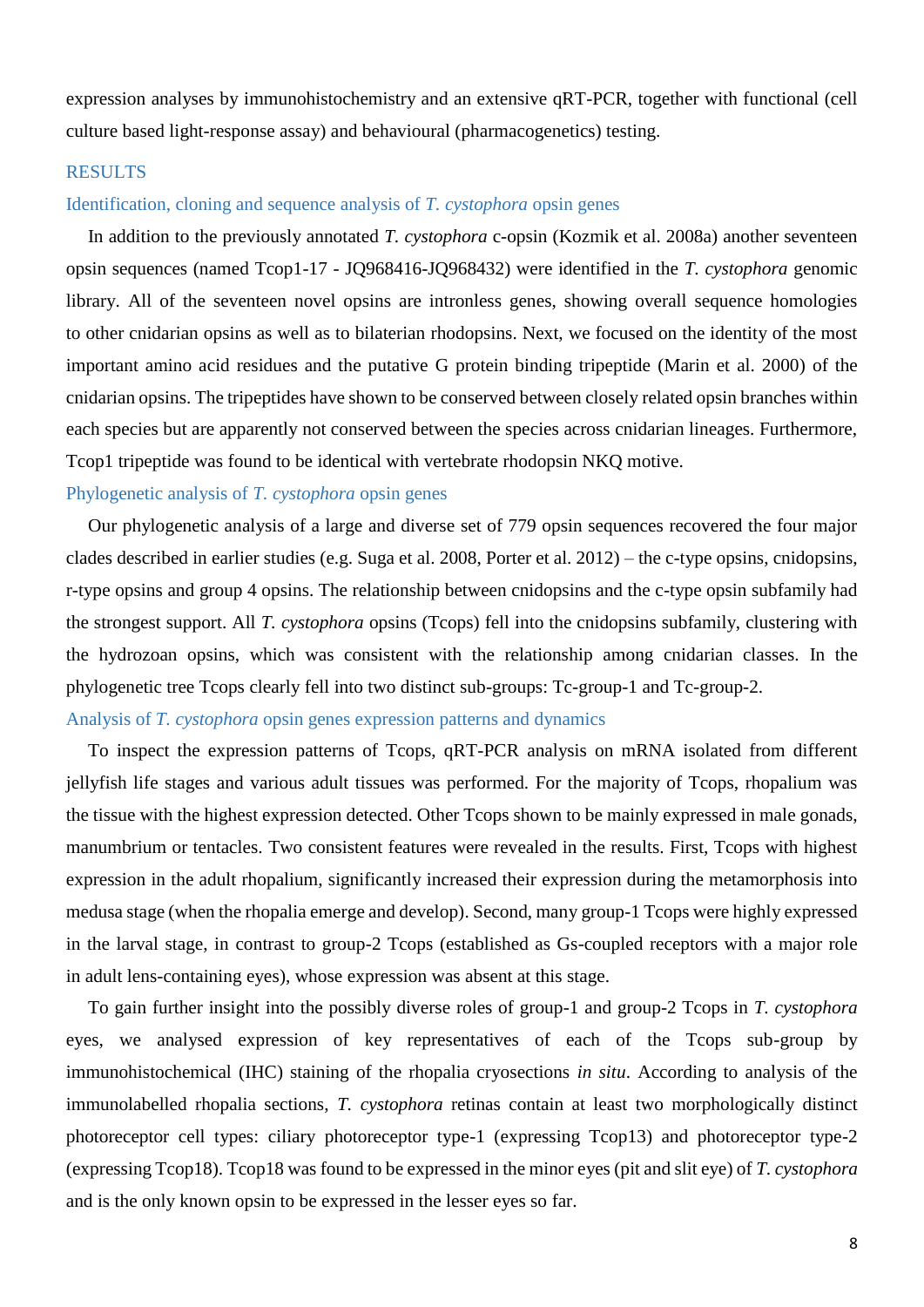expression analyses by immunohistochemistry and an extensive qRT-PCR, together with functional (cell culture based light-response assay) and behavioural (pharmacogenetics) testing.

## RESULTS

### Identification, cloning and sequence analysis of *T. cystophora* opsin genes

In addition to the previously annotated *T. cystophora* c-opsin (Kozmik et al. 2008a) another seventeen opsin sequences (named Tcop1-17 - JQ968416-JQ968432) were identified in the *T. cystophora* genomic library. All of the seventeen novel opsins are intronless genes, showing overall sequence homologies to other cnidarian opsins as well as to bilaterian rhodopsins. Next, we focused on the identity of the most important amino acid residues and the putative G protein binding tripeptide (Marin et al. 2000) of the cnidarian opsins. The tripeptides have shown to be conserved between closely related opsin branches within each species but are apparently not conserved between the species across cnidarian lineages. Furthermore, Tcop1 tripeptide was found to be identical with vertebrate rhodopsin NKQ motive.

### Phylogenetic analysis of *T. cystophora* opsin genes

Our phylogenetic analysis of a large and diverse set of 779 opsin sequences recovered the four major clades described in earlier studies (e.g. Suga et al. 2008, Porter et al. 2012) – the c-type opsins, cnidopsins, r-type opsins and group 4 opsins. The relationship between cnidopsins and the c-type opsin subfamily had the strongest support. All *T. cystophora* opsins (Tcops) fell into the cnidopsins subfamily, clustering with the hydrozoan opsins, which was consistent with the relationship among cnidarian classes. In the phylogenetic tree Tcops clearly fell into two distinct sub-groups: Tc-group-1 and Tc-group-2.

### Analysis of *T. cystophora* opsin genes expression patterns and dynamics

To inspect the expression patterns of Tcops, qRT-PCR analysis on mRNA isolated from different jellyfish life stages and various adult tissues was performed. For the majority of Tcops, rhopalium was the tissue with the highest expression detected. Other Tcops shown to be mainly expressed in male gonads, manumbrium or tentacles. Two consistent features were revealed in the results. First, Tcops with highest expression in the adult rhopalium, significantly increased their expression during the metamorphosis into medusa stage (when the rhopalia emerge and develop). Second, many group-1 Tcops were highly expressed in the larval stage, in contrast to group-2 Tcops (established as Gs-coupled receptors with a major role in adult lens-containing eyes), whose expression was absent at this stage.

To gain further insight into the possibly diverse roles of group-1 and group-2 Tcops in *T. cystophora* eyes, we analysed expression of key representatives of each of the Tcops sub-group by immunohistochemical (IHC) staining of the rhopalia cryosections *in situ*. According to analysis of the immunolabelled rhopalia sections, *T. cystophora* retinas contain at least two morphologically distinct photoreceptor cell types: ciliary photoreceptor type-1 (expressing Tcop13) and photoreceptor type-2 (expressing Tcop18). Tcop18 was found to be expressed in the minor eyes (pit and slit eye) of *T. cystophora* and is the only known opsin to be expressed in the lesser eyes so far.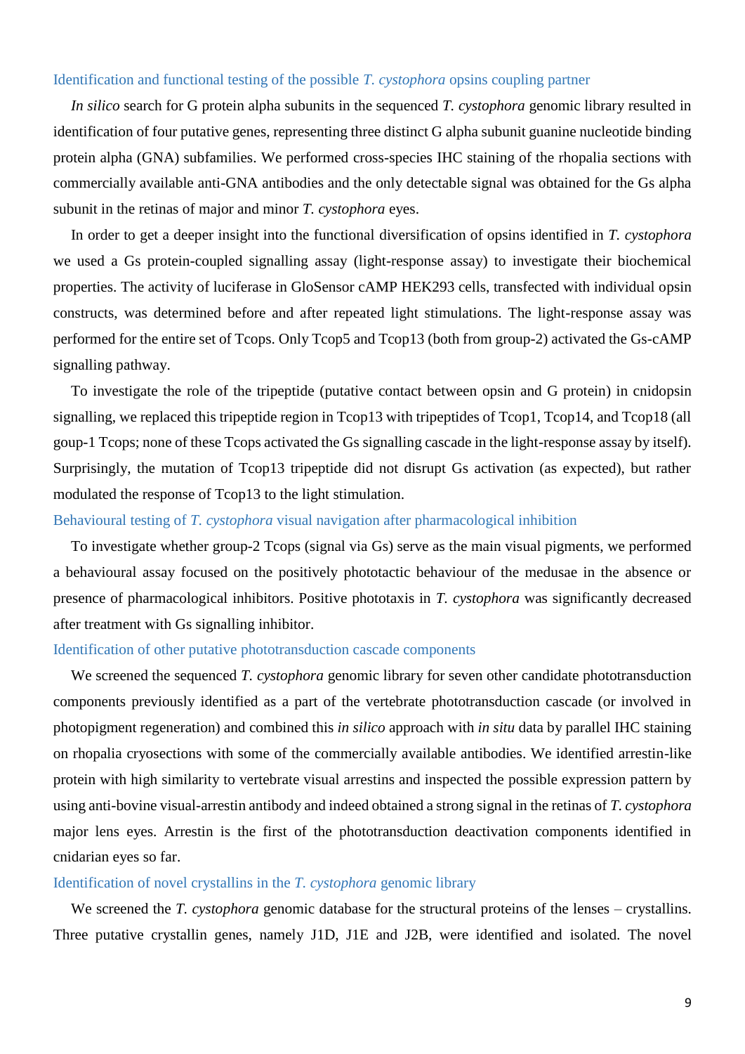### Identification and functional testing of the possible *T. cystophora* opsins coupling partner

*In silico* search for G protein alpha subunits in the sequenced *T. cystophora* genomic library resulted in identification of four putative genes, representing three distinct G alpha subunit guanine nucleotide binding protein alpha (GNA) subfamilies. We performed cross-species IHC staining of the rhopalia sections with commercially available anti-GNA antibodies and the only detectable signal was obtained for the Gs alpha subunit in the retinas of major and minor *T. cystophora* eyes.

In order to get a deeper insight into the functional diversification of opsins identified in *T. cystophora* we used a Gs protein-coupled signalling assay (light-response assay) to investigate their biochemical properties. The activity of luciferase in GloSensor cAMP HEK293 cells, transfected with individual opsin constructs, was determined before and after repeated light stimulations. The light-response assay was performed for the entire set of Tcops. Only Tcop5 and Tcop13 (both from group-2) activated the Gs-cAMP signalling pathway.

To investigate the role of the tripeptide (putative contact between opsin and G protein) in cnidopsin signalling, we replaced this tripeptide region in Tcop13 with tripeptides of Tcop1, Tcop14, and Tcop18 (all goup-1 Tcops; none of these Tcops activated the Gs signalling cascade in the light-response assay by itself). Surprisingly, the mutation of Tcop13 tripeptide did not disrupt Gs activation (as expected), but rather modulated the response of Tcop13 to the light stimulation.

### Behavioural testing of *T. cystophora* visual navigation after pharmacological inhibition

To investigate whether group-2 Tcops (signal via Gs) serve as the main visual pigments, we performed a behavioural assay focused on the positively phototactic behaviour of the medusae in the absence or presence of pharmacological inhibitors. Positive phototaxis in *T. cystophora* was significantly decreased after treatment with Gs signalling inhibitor.

### Identification of other putative phototransduction cascade components

We screened the sequenced *T. cystophora* genomic library for seven other candidate phototransduction components previously identified as a part of the vertebrate phototransduction cascade (or involved in photopigment regeneration) and combined this *in silico* approach with *in situ* data by parallel IHC staining on rhopalia cryosections with some of the commercially available antibodies. We identified arrestin-like protein with high similarity to vertebrate visual arrestins and inspected the possible expression pattern by using anti-bovine visual-arrestin antibody and indeed obtained a strong signal in the retinas of *T. cystophora* major lens eyes. Arrestin is the first of the phototransduction deactivation components identified in cnidarian eyes so far.

### Identification of novel crystallins in the *T. cystophora* genomic library

We screened the *T. cystophora* genomic database for the structural proteins of the lenses – crystallins. Three putative crystallin genes, namely J1D, J1E and J2B, were identified and isolated. The novel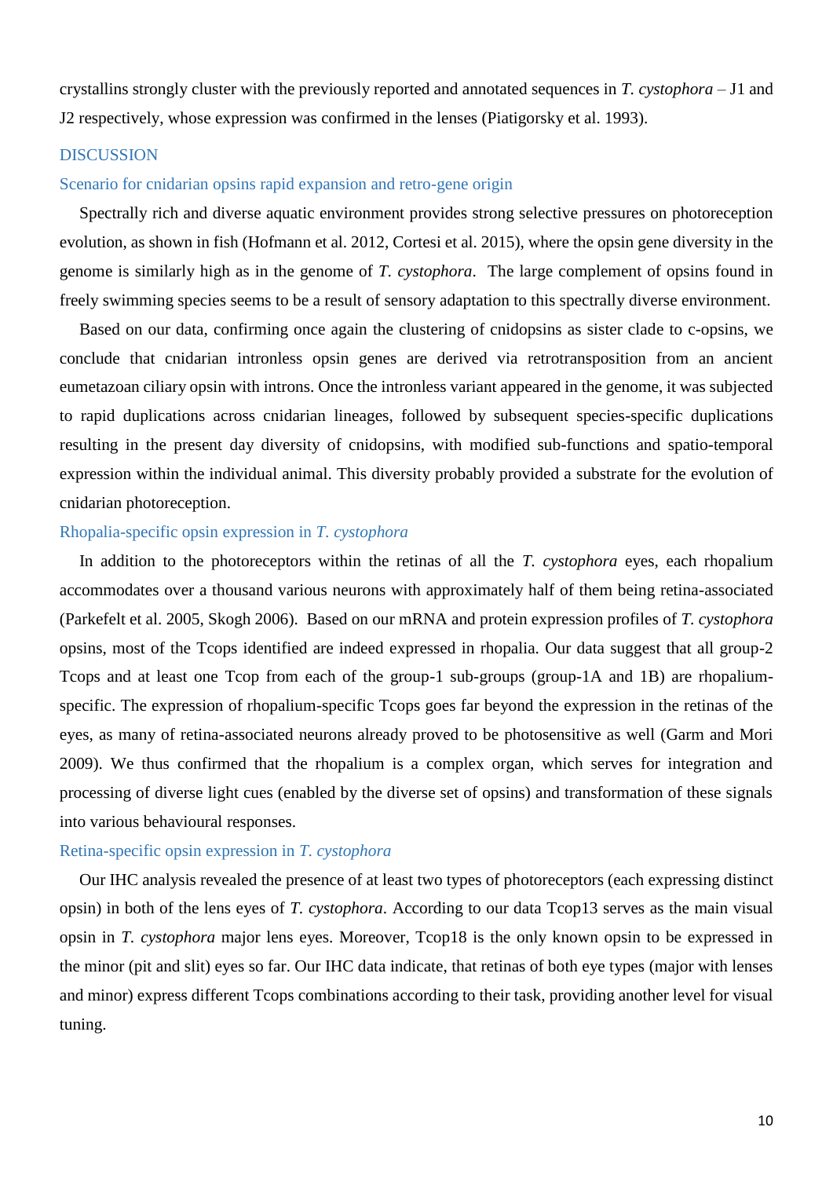crystallins strongly cluster with the previously reported and annotated sequences in *T. cystophora* – J1 and J2 respectively, whose expression was confirmed in the lenses (Piatigorsky et al. 1993).

## DISCUSSION

### Scenario for cnidarian opsins rapid expansion and retro-gene origin

Spectrally rich and diverse aquatic environment provides strong selective pressures on photoreception evolution, as shown in fish (Hofmann et al. 2012, Cortesi et al. 2015), where the opsin gene diversity in the genome is similarly high as in the genome of *T. cystophora*. The large complement of opsins found in freely swimming species seems to be a result of sensory adaptation to this spectrally diverse environment.

Based on our data, confirming once again the clustering of cnidopsins as sister clade to c-opsins, we conclude that cnidarian intronless opsin genes are derived via retrotransposition from an ancient eumetazoan ciliary opsin with introns. Once the intronless variant appeared in the genome, it was subjected to rapid duplications across cnidarian lineages, followed by subsequent species-specific duplications resulting in the present day diversity of cnidopsins, with modified sub-functions and spatio-temporal expression within the individual animal. This diversity probably provided a substrate for the evolution of cnidarian photoreception.

### Rhopalia-specific opsin expression in *T. cystophora*

In addition to the photoreceptors within the retinas of all the *T. cystophora* eyes, each rhopalium accommodates over a thousand various neurons with approximately half of them being retina-associated (Parkefelt et al. 2005, Skogh 2006). Based on our mRNA and protein expression profiles of *T. cystophora* opsins, most of the Tcops identified are indeed expressed in rhopalia. Our data suggest that all group-2 Tcops and at least one Tcop from each of the group-1 sub-groups (group-1A and 1B) are rhopalium-specific. The expression of rhopalium-specific Tcops goes far beyond the expression in the retinas of the eyes, as many of retina-associated neurons already proved to be photosensitive as well (Garm and Mori 2009). We thus confirmed that the rhopalium is a complex organ, which serves for integration and processing of diverse light cues (enabled by the diverse set of opsins) and transformation of these signals into various behavioural responses.

### Retina-specific opsin expression in *T. cystophora*

Our IHC analysis revealed the presence of at least two types of photoreceptors (each expressing distinct opsin) in both of the lens eyes of *T. cystophora*. According to our data Tcop13 serves as the main visual opsin in *T. cystophora* major lens eyes. Moreover, Tcop18 is the only known opsin to be expressed in the minor (pit and slit) eyes so far. Our IHC data indicate, that retinas of both eye types (major with lenses and minor) express different Tcops combinations according to their task, providing another level for visual tuning.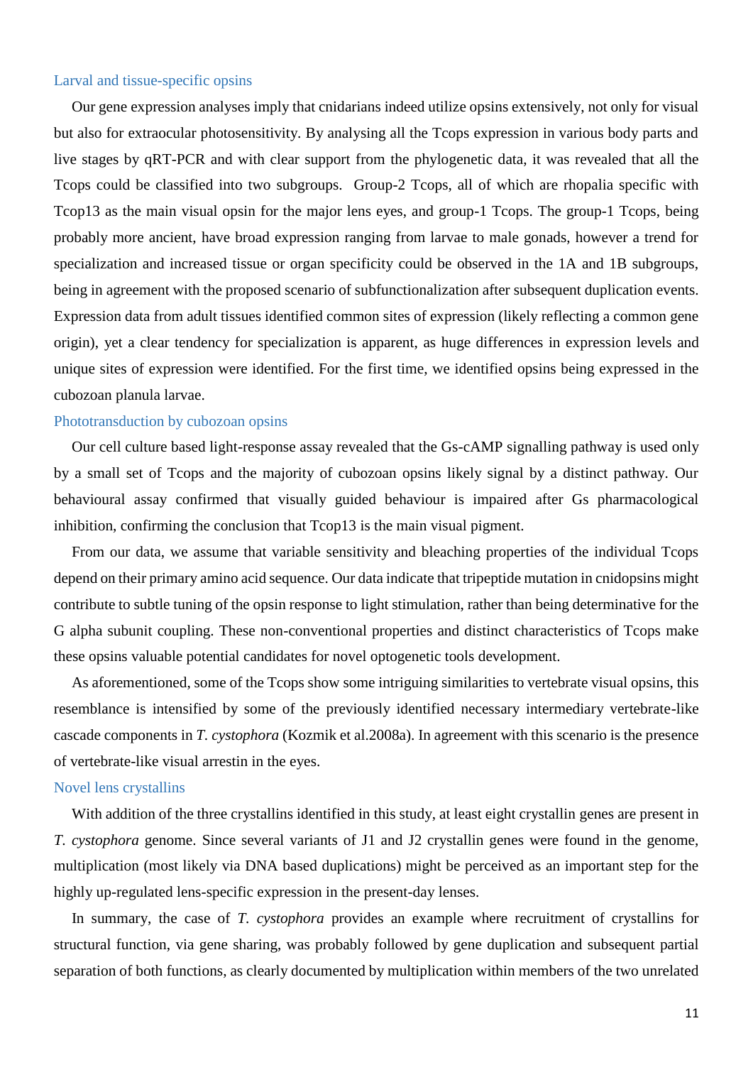### Larval and tissue-specific opsins

Our gene expression analyses imply that cnidarians indeed utilize opsins extensively, not only for visual but also for extraocular photosensitivity. By analysing all the Tcops expression in various body parts and live stages by qRT-PCR and with clear support from the phylogenetic data, it was revealed that all the Tcops could be classified into two subgroups. Group-2 Tcops, all of which are rhopalia specific with Tcop13 as the main visual opsin for the major lens eyes, and group-1 Tcops. The group-1 Tcops, being probably more ancient, have broad expression ranging from larvae to male gonads, however a trend for specialization and increased tissue or organ specificity could be observed in the 1A and 1B subgroups, being in agreement with the proposed scenario of subfunctionalization after subsequent duplication events. Expression data from adult tissues identified common sites of expression (likely reflecting a common gene origin), yet a clear tendency for specialization is apparent, as huge differences in expression levels and unique sites of expression were identified. For the first time, we identified opsins being expressed in the cubozoan planula larvae.

### Phototransduction by cubozoan opsins

Our cell culture based light-response assay revealed that the Gs-cAMP signalling pathway is used only by a small set of Tcops and the majority of cubozoan opsins likely signal by a distinct pathway. Our behavioural assay confirmed that visually guided behaviour is impaired after Gs pharmacological inhibition, confirming the conclusion that Tcop13 is the main visual pigment.

From our data, we assume that variable sensitivity and bleaching properties of the individual Tcops depend on their primary amino acid sequence. Our data indicate that tripeptide mutation in cnidopsins might contribute to subtle tuning of the opsin response to light stimulation, rather than being determinative for the G alpha subunit coupling. These non-conventional properties and distinct characteristics of Tcops make these opsins valuable potential candidates for novel optogenetic tools development.

As aforementioned, some of the Tcops show some intriguing similarities to vertebrate visual opsins, this resemblance is intensified by some of the previously identified necessary intermediary vertebrate-like cascade components in *T. cystophora* (Kozmik et al.2008a). In agreement with this scenario is the presence of vertebrate-like visual arrestin in the eyes.

### Novel lens crystallins

With addition of the three crystallins identified in this study, at least eight crystallin genes are present in *T. cystophora* genome. Since several variants of J1 and J2 crystallin genes were found in the genome, multiplication (most likely via DNA based duplications) might be perceived as an important step for the highly up-regulated lens-specific expression in the present-day lenses.

In summary, the case of *T. cystophora* provides an example where recruitment of crystallins for structural function, via gene sharing, was probably followed by gene duplication and subsequent partial separation of both functions, as clearly documented by multiplication within members of the two unrelated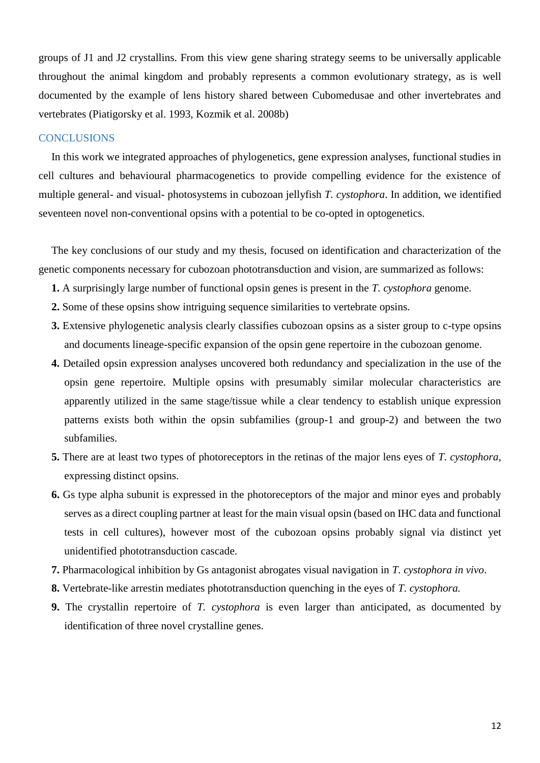groups of J1 and J2 crystallins. From this view gene sharing strategy seems to be universally applicable throughout the animal kingdom and probably represents a common evolutionary strategy, as is well documented by the example of lens history shared between Cubomedusae and other invertebrates and vertebrates (Piatigorsky et al. 1993, Kozmik et al. 2008b)

## CONCLUSIONS

In this work we integrated approaches of phylogenetics, gene expression analyses, functional studies in cell cultures and behavioural pharmacogenetics to provide compelling evidence for the existence of multiple general- and visual- photosystems in cubozoan jellyfish *T. cystophora*. In addition, we identified seventeen novel non-conventional opsins with a potential to be co-opted in optogenetics.

The key conclusions of our study and my thesis, focused on identification and characterization of the genetic components necessary for cubozoan phototransduction and vision, are summarized as follows:

**1.** A surprisingly large number of functional opsin genes is present in the *T. cystophora* genome.

**2.** Some of these opsins show intriguing sequence similarities to vertebrate opsins.

**3.** Extensive phylogenetic analysis clearly classifies cubozoan opsins as a sister group to c-type opsins and documents lineage-specific expansion of the opsin gene repertoire in the cubozoan genome.

**4.** Detailed opsin expression analyses uncovered both redundancy and specialization in the use of the opsin gene repertoire. Multiple opsins with presumably similar molecular characteristics are apparently utilized in the same stage/tissue while a clear tendency to establish unique expression patterns exists both within the opsin subfamilies (group-1 and group-2) and between the two subfamilies.

**5.** There are at least two types of photoreceptors in the retinas of the major lens eyes of *T. cystophora*, expressing distinct opsins.

**6.** Gs type alpha subunit is expressed in the photoreceptors of the major and minor eyes and probably serves as a direct coupling partner at least for the main visual opsin (based on IHC data and functional tests in cell cultures), however most of the cubozoan opsins probably signal via distinct yet unidentified phototransduction cascade.

**7.** Pharmacological inhibition by Gs antagonist abrogates visual navigation in *T. cystophora in vivo*.

**8.** Vertebrate-like arrestin mediates phototransduction quenching in the eyes of *T. cystophora.*

**9.** The crystallin repertoire of *T. cystophora* is even larger than anticipated, as documented by identification of three novel crystalline genes.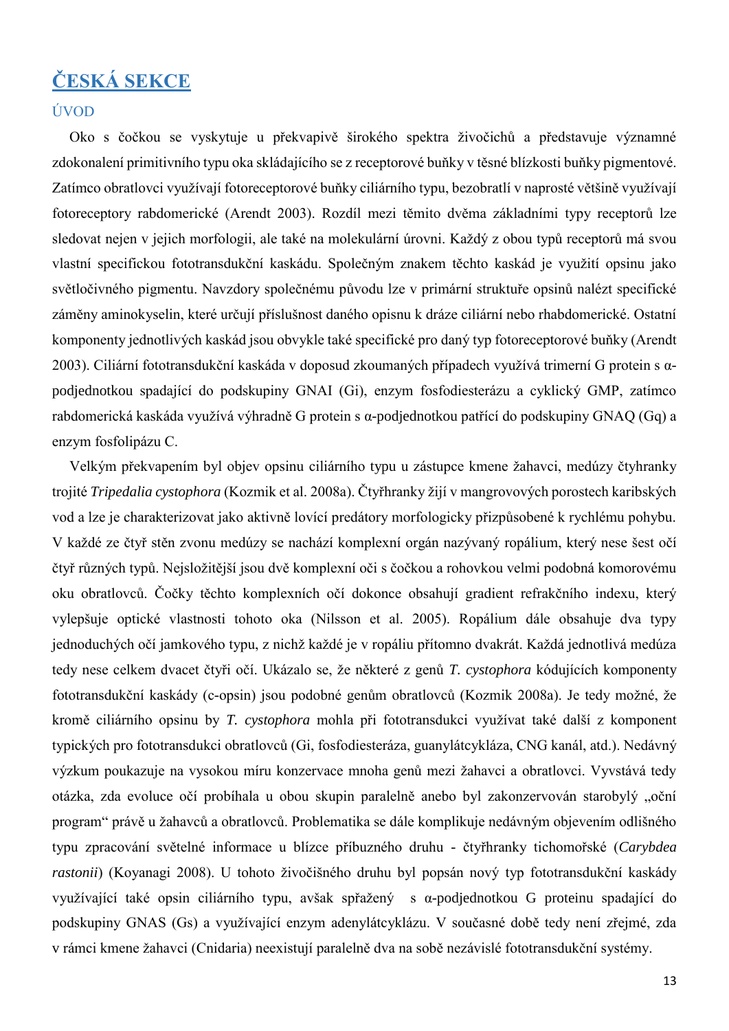# ČESKÁ SEKCE

## ÚVOD

Oko s čočkou se vyskytuje u překvapivě širokého spektra živočichů a představuje významné zdokonalení primitivního typu oka skládajícího se z receptorové buňky v těsné blízkosti buňky pigmentové. Zatímco obratlovci využívají fotoreceptorové buňky ciliárního typu, bezobratlí v naprosté většině využívají fotoreceptory rabdomerické (Arendt 2003). Rozdíl mezi těmito dvěma základními typy receptorů lze sledovat nejen v jejich morfologii, ale také na molekulární úrovni. Každý z obou typů receptorů má svou vlastní specifickou fototransdukční kaskádu. Společným znakem těchto kaskád je využití opsinu jako světločivného pigmentu. Navzdory společnému původu lze v primární struktuře opsinů nalézt specifické záměny aminokyselin, které určují příslušnost daného opisnu k dráze ciliární nebo rhabdomerické. Ostatní komponenty jednotlivých kaskád jsou obvykle také specifické pro daný typ fotoreceptorové buňky (Arendt 2003). Ciliární fototransdukční kaskáda v doposud zkoumaných případech využívá trimerní G protein s α-podjednotkou spadající do podskupiny GNAI (Gi), enzym fosfodiesterázu a cyklický GMP, zatímco rabdomerická kaskáda využívá výhradně G protein s α-podjednotkou patřící do podskupiny GNAQ (Gq) a enzym fosfolipázu C.

Velkým překvapením byl objev opsinu ciliárního typu u zástupce kmene žahavci, medúzy čtyhranky trojité *Tripedalia cystophora* (Kozmik et al. 2008a). Čtyřhranky žijí v mangrovových porostech karibských vod a lze je charakterizovat jako aktivně lovící predátory morfologicky přizpůsobené k rychlému pohybu. V každé ze čtyř stěn zvonu medúzy se nachází komplexní orgán nazývaný ropálium, který nese šest očí čtyř různých typů. Nejsložitější jsou dvě komplexní oči s čočkou a rohovkou velmi podobná komorovému oku obratlovců. Čočky těchto komplexních očí dokonce obsahují gradient refrakčního indexu, který vylepšuje optické vlastnosti tohoto oka (Nilsson et al. 2005). Ropálium dále obsahuje dva typy jednoduchých očí jamkového typu, z nichž každé je v ropáliu přítomno dvakrát. Každá jednotlivá medúza tedy nese celkem dvacet čtyři očí. Ukázalo se, že některé z genů *T. cystophora* kódujících komponenty fototransdukční kaskády (c-opsin) jsou podobné genům obratlovců (Kozmik 2008a). Je tedy možné, že kromě ciliárního opsinu by *T. cystophora* mohla při fototransdukci využívat také další z komponent typických pro fototransdukci obratlovců (Gi, fosfodiesteráza, guanylátcykláza, CNG kanál, atd.). Nedávný výzkum poukazuje na vysokou míru konzervace mnoha genů mezi žahavci a obratlovci. Vyvstává tedy otázka, zda evoluce očí probíhala u obou skupin paralelně anebo byl zakonzervován starobylý „oční program" právě u žahavců a obratlovců. Problematika se dále komplikuje nedávným objevením odlišného typu zpracování světelné informace u blízce příbuzného druhu - čtyřhranky tichomořské (*Carybdea rastonii*) (Koyanagi 2008). U tohoto živočišného druhu byl popsán nový typ fototransdukční kaskády využívající také opsin ciliárního typu, avšak spřažený s α-podjednotkou G proteinu spadající do podskupiny GNAS (Gs) a využívající enzym adenylátcyklázu. V současné době tedy není zřejmé, zda v rámci kmene žahavci (Cnidaria) neexistují paralelně dva na sobě nezávislé fototransdukční systémy.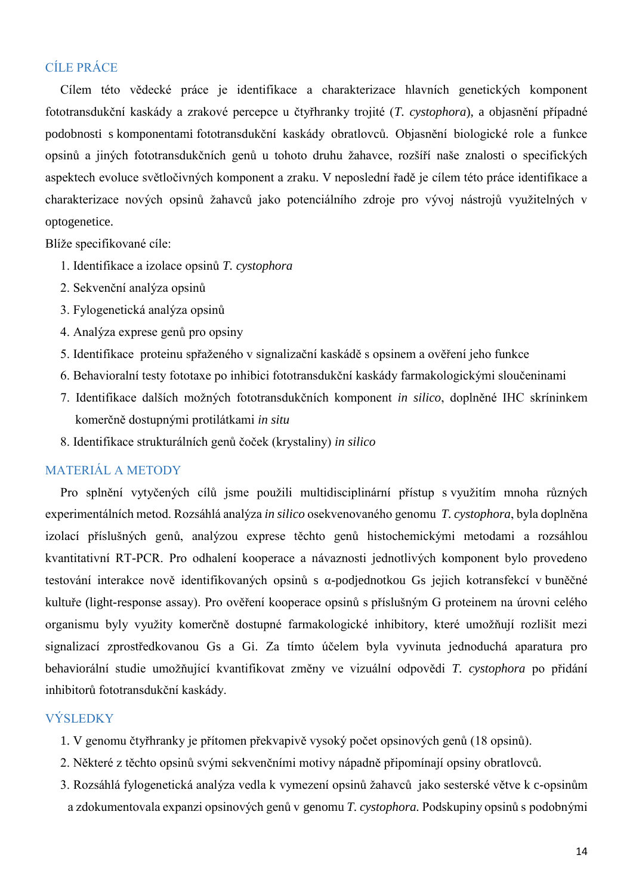## CÍLE PRÁCE

Cílem této vědecké práce je identifikace a charakterizace hlavních genetických komponent fototransdukční kaskády a zrakové percepce u čtyřhranky trojité (*T. cystophora*), a objasnění případné podobnosti s komponentami fototransdukční kaskády obratlovců. Objasnění biologické role a funkce opsinů a jiných fototransdukčních genů u tohoto druhu žahavce, rozšíří naše znalosti o specifických aspektech evoluce světločivných komponent a zraku. V neposlední řadě je cílem této práce identifikace a charakterizace nových opsinů žahavců jako potenciálního zdroje pro vývoj nástrojů využitelných v optogenetice.

Blíže specifikované cíle:

1. Identifikace a izolace opsinů *T. cystophora*
2. Sekvenční analýza opsinů
3. Fylogenetická analýza opsinů
4. Analýza exprese genů pro opsiny
5. Identifikace proteinu spřaženého v signalizační kaskádě s opsinem a ověření jeho funkce
6. Behavioralní testy fototaxe po inhibici fototransdukční kaskády farmakologickými sloučeninami
7. Identifikace dalších možných fototransdukčních komponent *in silico*, doplněné IHC skríninkem komerčně dostupnými protilátkami *in situ*
8. Identifikace strukturálních genů čoček (krystaliny) *in silico*

## MATERIÁL A METODY

Pro splnění vytyčených cílů jsme použili multidisciplinární přístup s využitím mnoha různých experimentálních metod. Rozsáhlá analýza *in silico* osekvenovaného genomu *T. cystophora*, byla doplněna izolací příslušných genů, analýzou exprese těchto genů histochemickými metodami a rozsáhlou kvantitativní RT-PCR. Pro odhalení kooperace a návaznosti jednotlivých komponent bylo provedeno testování interakce nově identifikovaných opsinů s α-podjednotkou Gs jejich kotransfekcí v buněčné kultuře (light-response assay). Pro ověření kooperace opsinů s příslušným G proteinem na úrovni celého organismu byly využity komerčně dostupné farmakologické inhibitory, které umožňují rozlišit mezi signalizací zprostředkovanou Gs a Gi. Za tímto účelem byla vyvinuta jednoduchá aparatura pro behaviorální studie umožňující kvantifikovat změny ve vizuální odpovědi *T. cystophora* po přidání inhibitorů fototransdukční kaskády.

## VÝSLEDKY

1. V genomu čtyřhranky je přítomen překvapivě vysoký počet opsinových genů (18 opsinů).
2. Některé z těchto opsinů svými sekvenčními motivy nápadně připomínají opsiny obratlovců.
3. Rozsáhlá fylogenetická analýza vedla k vymezení opsinů žahavců jako sesterské větve k c-opsinům a zdokumentovala expanzi opsinových genů v genomu *T. cystophora*. Podskupiny opsinů s podobnými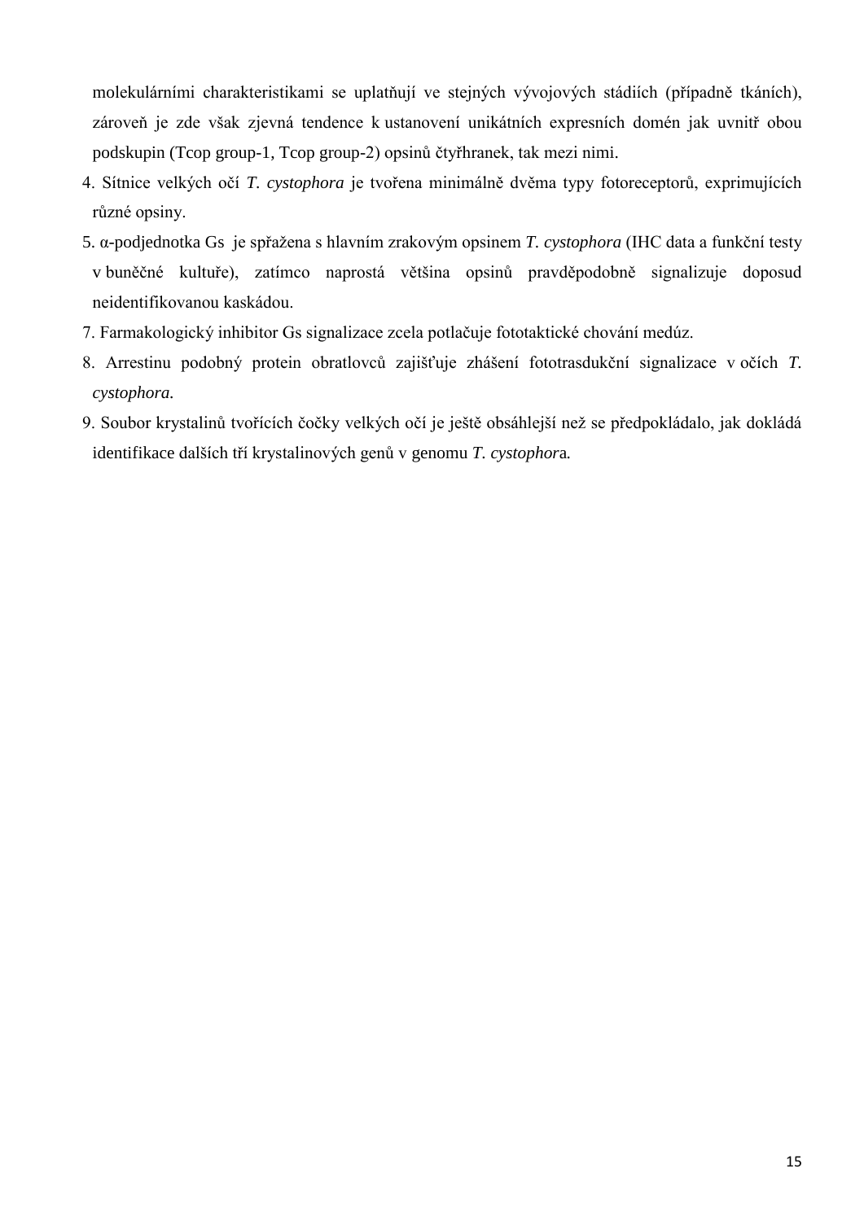molekulárními charakteristikami se uplatňují ve stejných vývojových stádiích (případně tkáních), zároveň je zde však zjevná tendence k ustanovení unikátních expresních domén jak uvnitř obou podskupin (Tcop group-1, Tcop group-2) opsinů čtyřhranek, tak mezi nimi.

4. Sítnice velkých očí *T. cystophora* je tvořena minimálně dvěma typy fotoreceptorů, exprimujících různé opsiny.
5. α-podjednotka Gs je spřažena s hlavním zrakovým opsinem *T. cystophora* (IHC data a funkční testy v buněčné kultuře), zatímco naprostá většina opsinů pravděpodobně signalizuje doposud neidentifikovanou kaskádou.
7. Farmakologický inhibitor Gs signalizace zcela potlačuje fototaktické chování medúz.
8. Arrestinu podobný protein obratlovců zajišťuje zhášení fototrasdukční signalizace v očích *T. cystophora.*
9. Soubor krystalinů tvořících čočky velkých očí je ještě obsáhlejší než se předpokládalo, jak dokládá identifikace dalších tří krystalinových genů v genomu *T. cystophora.*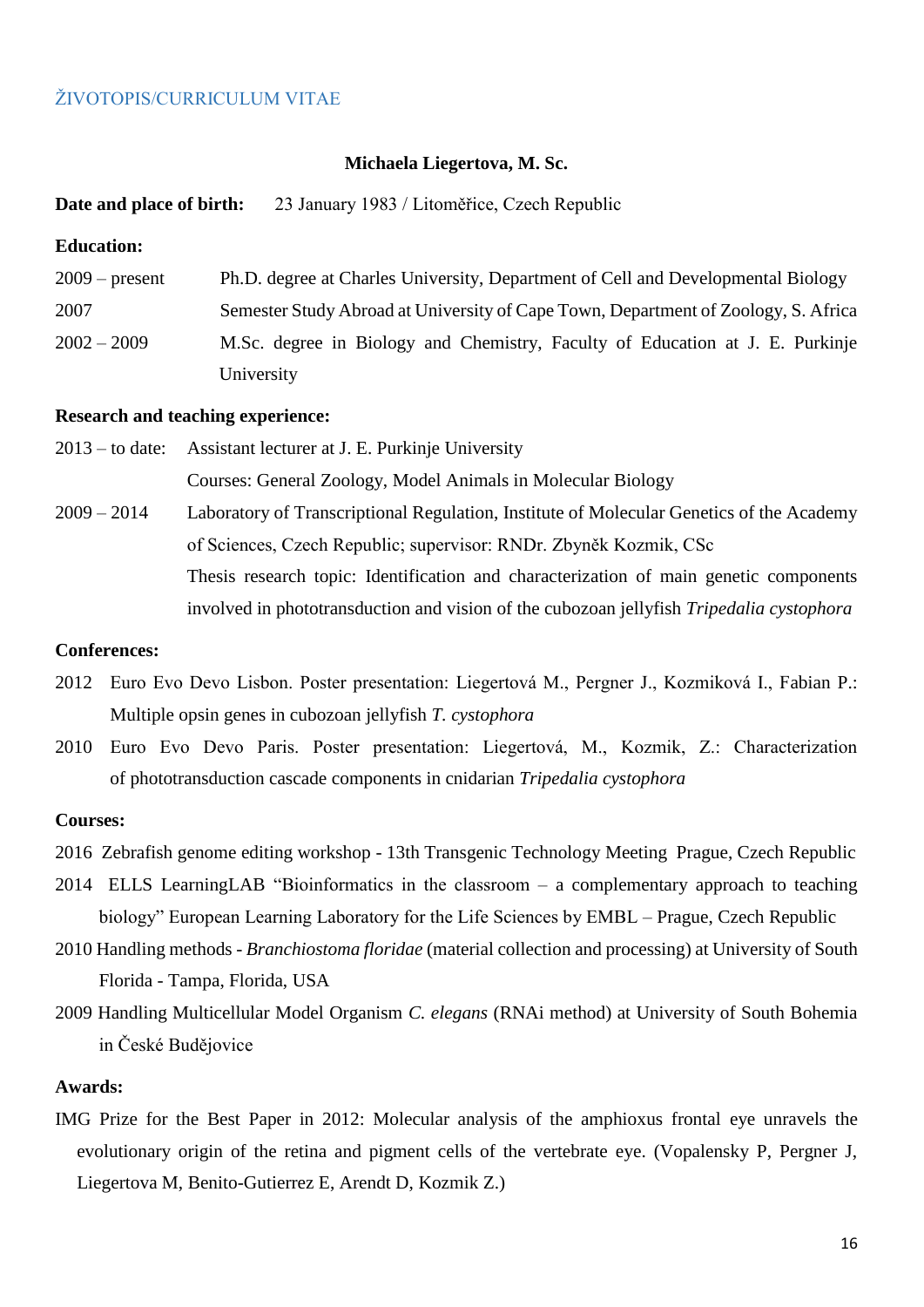ŽIVOTOPIS/CURRICULUM VITAE

**Michaela Liegertova, M. Sc.**

**Date and place of birth:** 23 January 1983 / Litoměřice, Czech Republic

**Education:**

2009 – present Ph.D. degree at Charles University, Department of Cell and Developmental Biology

2007 Semester Study Abroad at University of Cape Town, Department of Zoology, S. Africa

2002 – 2009 M.Sc. degree in Biology and Chemistry, Faculty of Education at J. E. Purkinje University

**Research and teaching experience:**

2013 – to date: Assistant lecturer at J. E. Purkinje University
Courses: General Zoology, Model Animals in Molecular Biology

2009 – 2014 Laboratory of Transcriptional Regulation, Institute of Molecular Genetics of the Academy of Sciences, Czech Republic; supervisor: RNDr. Zbyněk Kozmik, CSc
Thesis research topic: Identification and characterization of main genetic components involved in phototransduction and vision of the cubozoan jellyfish *Tripedalia cystophora*

**Conferences:**

2012 Euro Evo Devo Lisbon. Poster presentation: Liegertová M., Pergner J., Kozmiková I., Fabian P.: Multiple opsin genes in cubozoan jellyfish *T. cystophora*

2010 Euro Evo Devo Paris. Poster presentation: Liegertová, M., Kozmik, Z.: Characterization of phototransduction cascade components in cnidarian *Tripedalia cystophora*

**Courses:**

2016 Zebrafish genome editing workshop - 13th Transgenic Technology Meeting Prague, Czech Republic

2014 ELLS LearningLAB "Bioinformatics in the classroom – a complementary approach to teaching biology" European Learning Laboratory for the Life Sciences by EMBL – Prague, Czech Republic

2010 Handling methods - *Branchiostoma floridae* (material collection and processing) at University of South Florida - Tampa, Florida, USA

2009 Handling Multicellular Model Organism *C. elegans* (RNAi method) at University of South Bohemia in České Budějovice

**Awards:**

IMG Prize for the Best Paper in 2012: Molecular analysis of the amphioxus frontal eye unravels the evolutionary origin of the retina and pigment cells of the vertebrate eye. (Vopalensky P, Pergner J, Liegertova M, Benito-Gutierrez E, Arendt D, Kozmik Z.)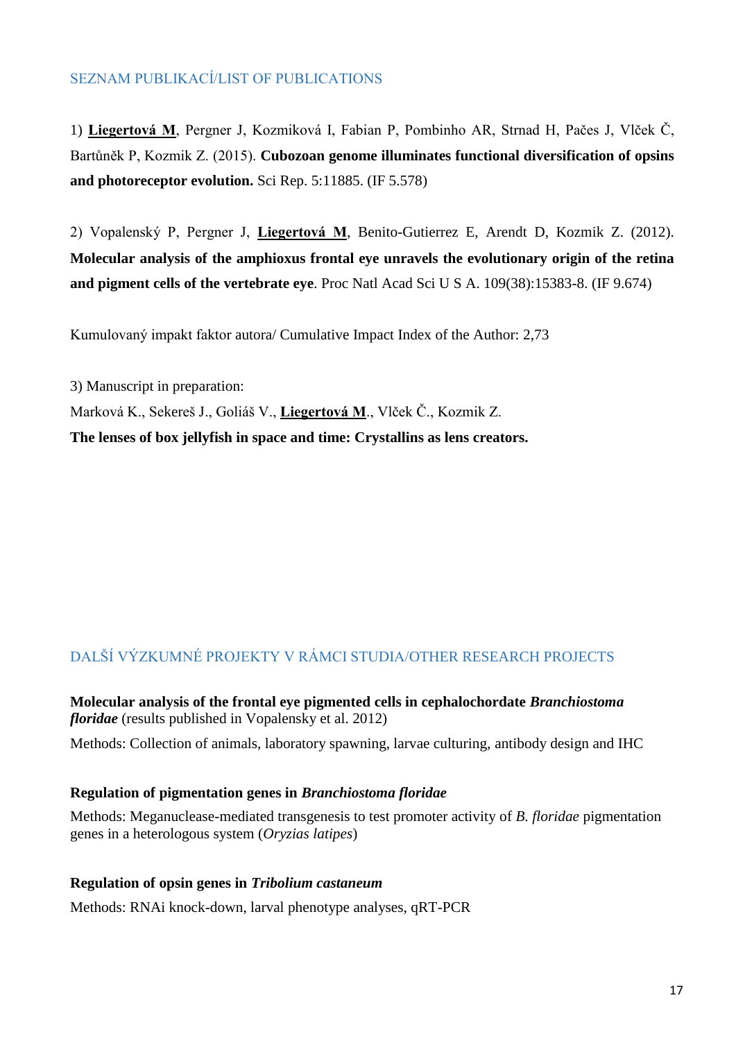## SEZNAM PUBLIKACÍ/LIST OF PUBLICATIONS

1) **Liegertová M**, Pergner J, Kozmiková I, Fabian P, Pombinho AR, Strnad H, Pačes J, Vlček Č, Bartůněk P, Kozmik Z. (2015). **Cubozoan genome illuminates functional diversification of opsins and photoreceptor evolution.** Sci Rep. 5:11885. (IF 5.578)

2) Vopalenský P, Pergner J, **Liegertová M**, Benito-Gutierrez E, Arendt D, Kozmik Z. (2012). **Molecular analysis of the amphioxus frontal eye unravels the evolutionary origin of the retina and pigment cells of the vertebrate eye**. Proc Natl Acad Sci U S A. 109(38):15383-8. (IF 9.674)

Kumulovaný impakt faktor autora/ Cumulative Impact Index of the Author: 2,73

3) Manuscript in preparation:
Marková K., Sekereš J., Goliáš V., **Liegertová M**., Vlček Č., Kozmik Z.
**The lenses of box jellyfish in space and time: Crystallins as lens creators.**

## DALŠÍ VÝZKUMNÉ PROJEKTY V RÁMCI STUDIA/OTHER RESEARCH PROJECTS

**Molecular analysis of the frontal eye pigmented cells in cephalochordate *Branchiostoma floridae*** (results published in Vopalensky et al. 2012)

Methods: Collection of animals, laboratory spawning, larvae culturing, antibody design and IHC

**Regulation of pigmentation genes in *Branchiostoma floridae***

Methods: Meganuclease-mediated transgenesis to test promoter activity of *B. floridae* pigmentation genes in a heterologous system (*Oryzias latipes*)

**Regulation of opsin genes in *Tribolium castaneum***

Methods: RNAi knock-down, larval phenotype analyses, qRT-PCR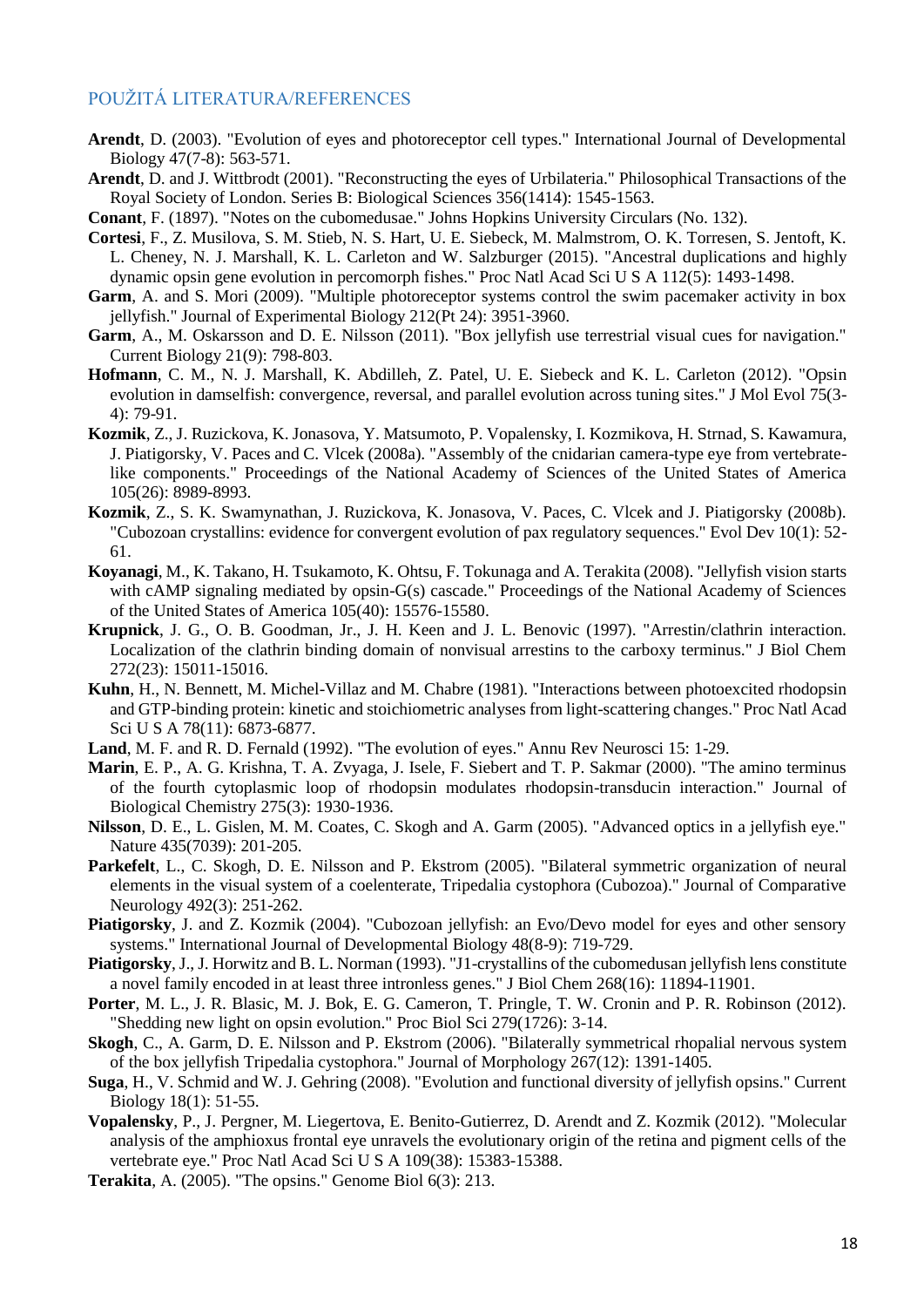## POUŽITÁ LITERATURA/REFERENCES

**Arendt**, D. (2003). "Evolution of eyes and photoreceptor cell types." International Journal of Developmental Biology 47(7-8): 563-571.

**Arendt**, D. and J. Wittbrodt (2001). "Reconstructing the eyes of Urbilateria." Philosophical Transactions of the Royal Society of London. Series B: Biological Sciences 356(1414): 1545-1563.

**Conant**, F. (1897). "Notes on the cubomedusae." Johns Hopkins University Circulars (No. 132).

**Cortesi**, F., Z. Musilova, S. M. Stieb, N. S. Hart, U. E. Siebeck, M. Malmstrom, O. K. Torresen, S. Jentoft, K. L. Cheney, N. J. Marshall, K. L. Carleton and W. Salzburger (2015). "Ancestral duplications and highly dynamic opsin gene evolution in percomorph fishes." Proc Natl Acad Sci U S A 112(5): 1493-1498.

**Garm**, A. and S. Mori (2009). "Multiple photoreceptor systems control the swim pacemaker activity in box jellyfish." Journal of Experimental Biology 212(Pt 24): 3951-3960.

**Garm**, A., M. Oskarsson and D. E. Nilsson (2011). "Box jellyfish use terrestrial visual cues for navigation." Current Biology 21(9): 798-803.

**Hofmann**, C. M., N. J. Marshall, K. Abdilleh, Z. Patel, U. E. Siebeck and K. L. Carleton (2012). "Opsin evolution in damselfish: convergence, reversal, and parallel evolution across tuning sites." J Mol Evol 75(3-4): 79-91.

**Kozmik**, Z., J. Ruzickova, K. Jonasova, Y. Matsumoto, P. Vopalensky, I. Kozmikova, H. Strnad, S. Kawamura, J. Piatigorsky, V. Paces and C. Vlcek (2008a). "Assembly of the cnidarian camera-type eye from vertebrate-like components." Proceedings of the National Academy of Sciences of the United States of America 105(26): 8989-8993.

**Kozmik**, Z., S. K. Swamynathan, J. Ruzickova, K. Jonasova, V. Paces, C. Vlcek and J. Piatigorsky (2008b). "Cubozoan crystallins: evidence for convergent evolution of pax regulatory sequences." Evol Dev 10(1): 52-61.

**Koyanagi**, M., K. Takano, H. Tsukamoto, K. Ohtsu, F. Tokunaga and A. Terakita (2008). "Jellyfish vision starts with cAMP signaling mediated by opsin-G(s) cascade." Proceedings of the National Academy of Sciences of the United States of America 105(40): 15576-15580.

**Krupnick**, J. G., O. B. Goodman, Jr., J. H. Keen and J. L. Benovic (1997). "Arrestin/clathrin interaction. Localization of the clathrin binding domain of nonvisual arrestins to the carboxy terminus." J Biol Chem 272(23): 15011-15016.

**Kuhn**, H., N. Bennett, M. Michel-Villaz and M. Chabre (1981). "Interactions between photoexcited rhodopsin and GTP-binding protein: kinetic and stoichiometric analyses from light-scattering changes." Proc Natl Acad Sci U S A 78(11): 6873-6877.

**Land**, M. F. and R. D. Fernald (1992). "The evolution of eyes." Annu Rev Neurosci 15: 1-29.

**Marin**, E. P., A. G. Krishna, T. A. Zvyaga, J. Isele, F. Siebert and T. P. Sakmar (2000). "The amino terminus of the fourth cytoplasmic loop of rhodopsin modulates rhodopsin-transducin interaction." Journal of Biological Chemistry 275(3): 1930-1936.

**Nilsson**, D. E., L. Gislen, M. M. Coates, C. Skogh and A. Garm (2005). "Advanced optics in a jellyfish eye." Nature 435(7039): 201-205.

**Parkefelt**, L., C. Skogh, D. E. Nilsson and P. Ekstrom (2005). "Bilateral symmetric organization of neural elements in the visual system of a coelenterate, Tripedalia cystophora (Cubozoa)." Journal of Comparative Neurology 492(3): 251-262.

**Piatigorsky**, J. and Z. Kozmik (2004). "Cubozoan jellyfish: an Evo/Devo model for eyes and other sensory systems." International Journal of Developmental Biology 48(8-9): 719-729.

**Piatigorsky**, J., J. Horwitz and B. L. Norman (1993). "J1-crystallins of the cubomedusan jellyfish lens constitute a novel family encoded in at least three intronless genes." J Biol Chem 268(16): 11894-11901.

**Porter**, M. L., J. R. Blasic, M. J. Bok, E. G. Cameron, T. Pringle, T. W. Cronin and P. R. Robinson (2012). "Shedding new light on opsin evolution." Proc Biol Sci 279(1726): 3-14.

**Skogh**, C., A. Garm, D. E. Nilsson and P. Ekstrom (2006). "Bilaterally symmetrical rhopalial nervous system of the box jellyfish Tripedalia cystophora." Journal of Morphology 267(12): 1391-1405.

**Suga**, H., V. Schmid and W. J. Gehring (2008). "Evolution and functional diversity of jellyfish opsins." Current Biology 18(1): 51-55.

**Vopalensky**, P., J. Pergner, M. Liegertova, E. Benito-Gutierrez, D. Arendt and Z. Kozmik (2012). "Molecular analysis of the amphioxus frontal eye unravels the evolutionary origin of the retina and pigment cells of the vertebrate eye." Proc Natl Acad Sci U S A 109(38): 15383-15388.

**Terakita**, A. (2005). "The opsins." Genome Biol 6(3): 213.